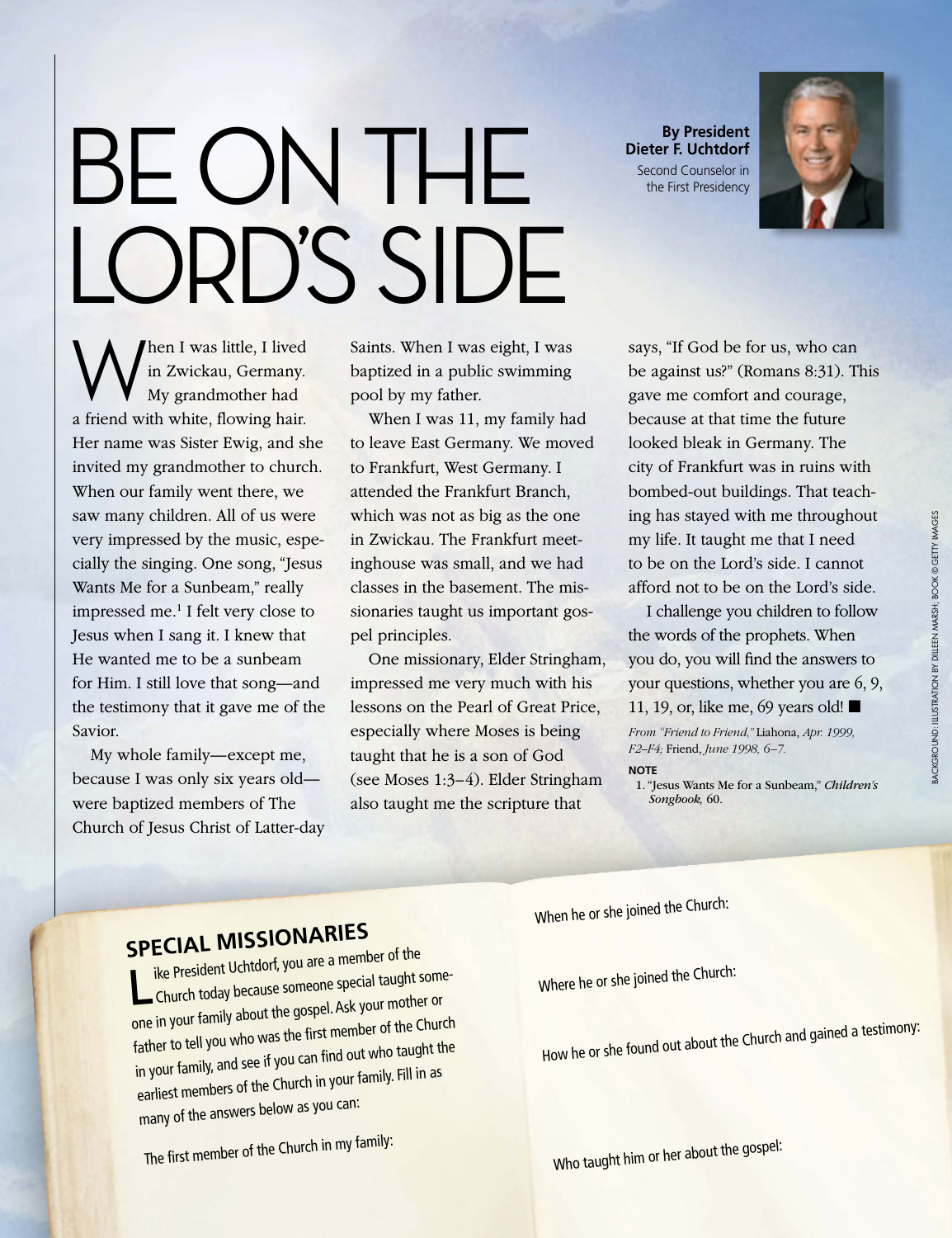# BE ON THE LORD'S SIDE

**By President Dieter F. Uchtdorf**
Second Counselor in the First Presidency

When I was little, I lived in Zwickau, Germany. My grandmother had a friend with white, flowing hair. Her name was Sister Ewig, and she invited my grandmother to church. When our family went there, we saw many children. All of us were very impressed by the music, especially the singing. One song, "Jesus Wants Me for a Sunbeam," really impressed me.[1] I felt very close to Jesus when I sang it. I knew that He wanted me to be a sunbeam for Him. I still love that song—and the testimony that it gave me of the Savior.

My whole family—except me, because I was only six years old—were baptized members of The Church of Jesus Christ of Latter-day Saints. When I was eight, I was baptized in a public swimming pool by my father.

When I was 11, my family had to leave East Germany. We moved to Frankfurt, West Germany. I attended the Frankfurt Branch, which was not as big as the one in Zwickau. The Frankfurt meetinghouse was small, and we had classes in the basement. The missionaries taught us important gospel principles.

One missionary, Elder Stringham, impressed me very much with his lessons on the Pearl of Great Price, especially where Moses is being taught that he is a son of God (see Moses 1:3–4). Elder Stringham also taught me the scripture that says, "If God be for us, who can be against us?" (Romans 8:31). This gave me comfort and courage, because at that time the future looked bleak in Germany. The city of Frankfurt was in ruins with bombed-out buildings. That teaching has stayed with me throughout my life. It taught me that I need to be on the Lord's side. I cannot afford not to be on the Lord's side.

I challenge you children to follow the words of the prophets. When you do, you will find the answers to your questions, whether you are 6, 9, 11, 19, or, like me, 69 years old! ■

*From "Friend to Friend,"* Liahona, *Apr. 1999, F2–F4;* Friend, *June 1998, 6–7.*

**NOTE**

1. "Jesus Wants Me for a Sunbeam," *Children's Songbook,* 60.

BACKGROUND: ILLUSTRATION BY DILLEEN MARSH; BOOK © GETTY IMAGES

## SPECIAL MISSIONARIES

Like President Uchtdorf, you are a member of the Church today because someone special taught someone in your family about the gospel. Ask your mother or father to tell you who was the first member of the Church in your family, and see if you can find out who taught the earliest members of the Church in your family. Fill in as many of the answers below as you can:

The first member of the Church in my family:

When he or she joined the Church:

Where he or she joined the Church:

How he or she found out about the Church and gained a testimony:

Who taught him or her about the gospel: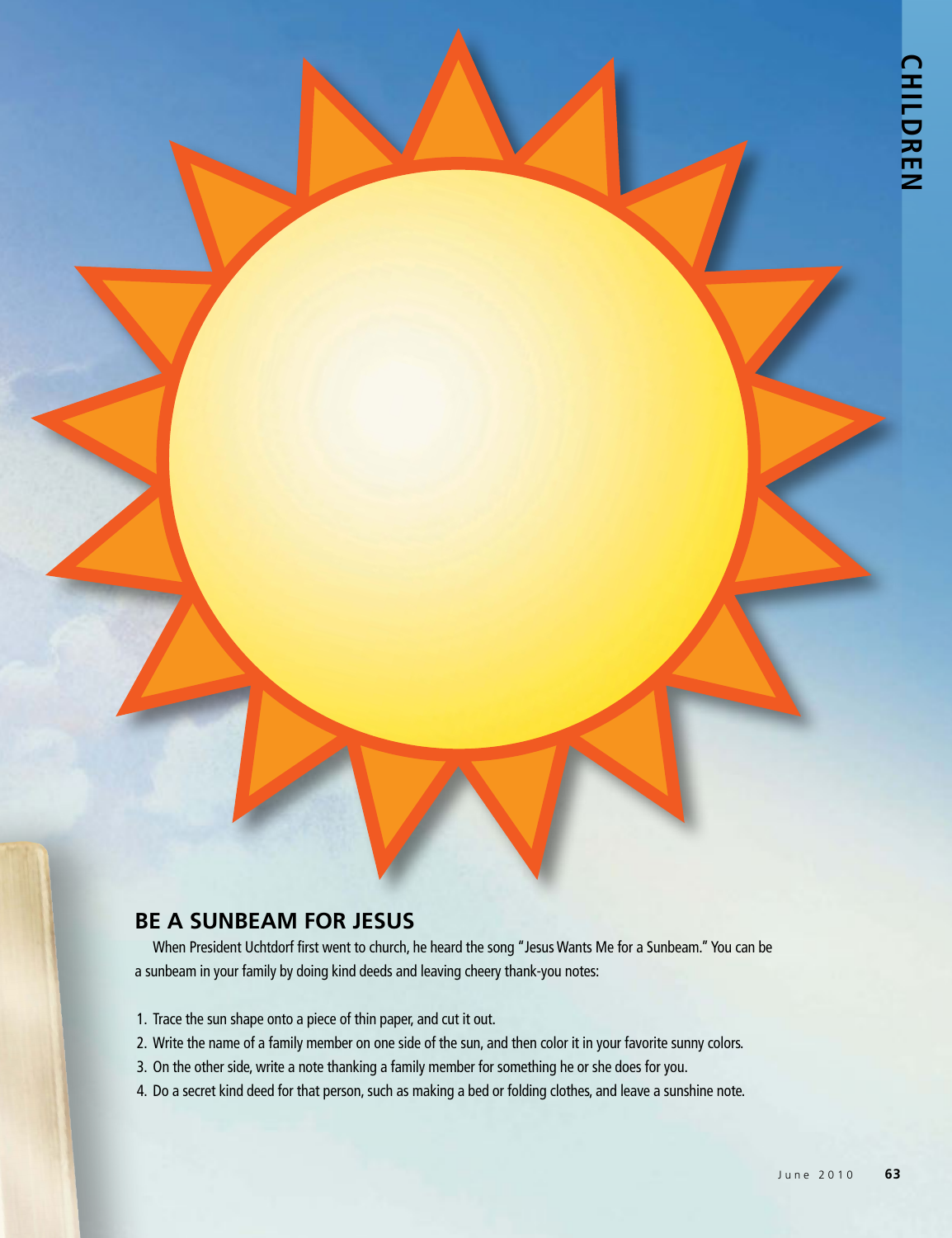## BE A SUNBEAM FOR JESUS

When President Uchtdorf first went to church, he heard the song "Jesus Wants Me for a Sunbeam." You can be a sunbeam in your family by doing kind deeds and leaving cheery thank-you notes:

1. Trace the sun shape onto a piece of thin paper, and cut it out.
2. Write the name of a family member on one side of the sun, and then color it in your favorite sunny colors.
3. On the other side, write a note thanking a family member for something he or she does for you.
4. Do a secret kind deed for that person, such as making a bed or folding clothes, and leave a sunshine note.